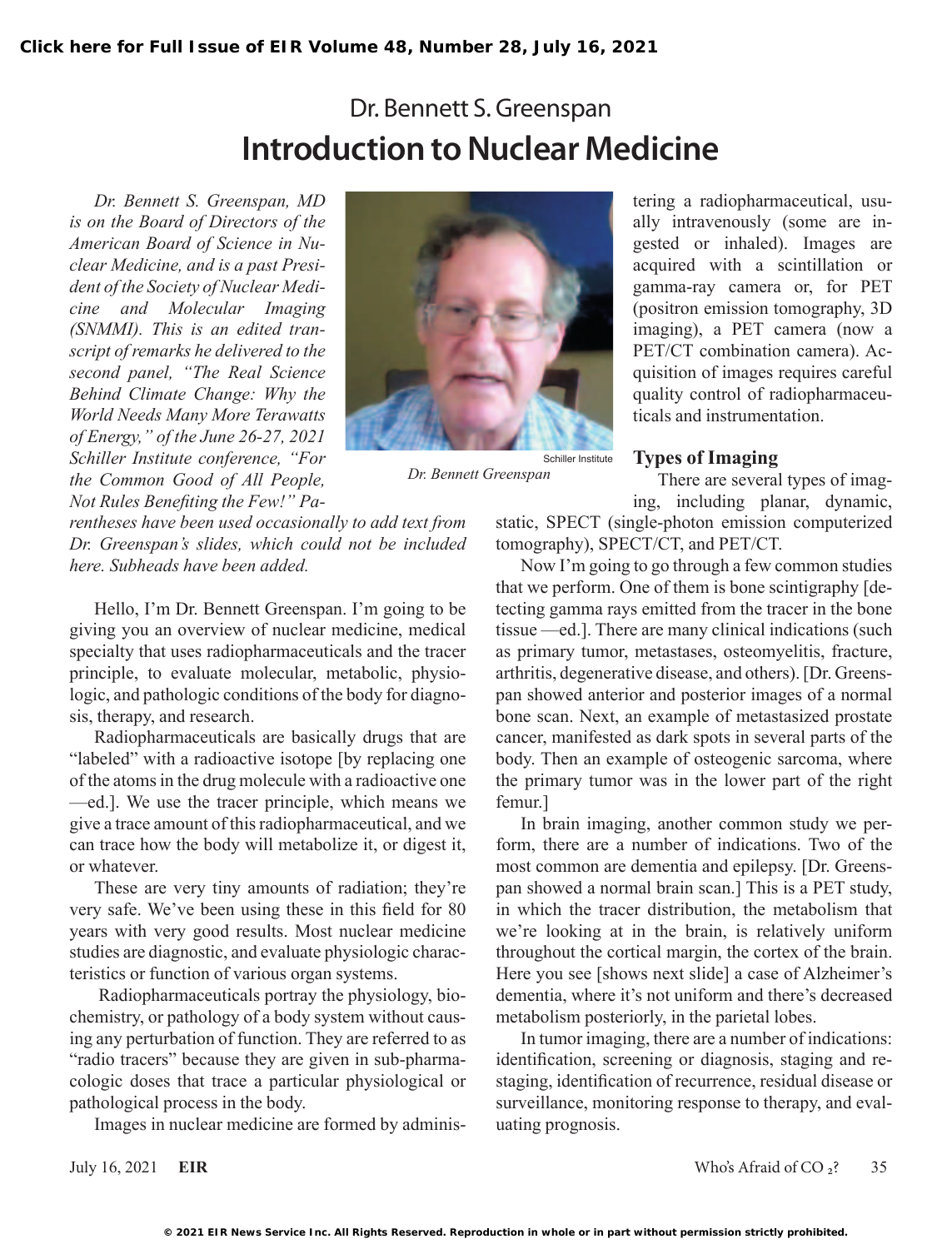# Dr. Bennett S. Greenspan

# Introduction to Nuclear Medicine

*Dr. Bennett S. Greenspan, MD is on the Board of Directors of the American Board of Science in Nuclear Medicine, and is a past President of the Society of Nuclear Medicine and Molecular Imaging (SNMMI). This is an edited transcript of remarks he delivered to the second panel, "The Real Science Behind Climate Change: Why the World Needs Many More Terawatts of Energy," of the June 26-27, 2021 Schiller Institute conference, "For the Common Good of All People, Not Rules Benefiting the Few!" Parentheses have been used occasionally to add text from Dr. Greenspan's slides, which could not be included here. Subheads have been added.*

Schiller Institute

*Dr. Bennett Greenspan*

Hello, I'm Dr. Bennett Greenspan. I'm going to be giving you an overview of nuclear medicine, medical specialty that uses radiopharmaceuticals and the tracer principle, to evaluate molecular, metabolic, physiologic, and pathologic conditions of the body for diagnosis, therapy, and research.

Radiopharmaceuticals are basically drugs that are "labeled" with a radioactive isotope [by replacing one of the atoms in the drug molecule with a radioactive one —ed.]. We use the tracer principle, which means we give a trace amount of this radiopharmaceutical, and we can trace how the body will metabolize it, or digest it, or whatever.

These are very tiny amounts of radiation; they're very safe. We've been using these in this field for 80 years with very good results. Most nuclear medicine studies are diagnostic, and evaluate physiologic characteristics or function of various organ systems.

Radiopharmaceuticals portray the physiology, biochemistry, or pathology of a body system without causing any perturbation of function. They are referred to as "radio tracers" because they are given in sub-pharmacologic doses that trace a particular physiological or pathological process in the body.

Images in nuclear medicine are formed by administering a radiopharmaceutical, usually intravenously (some are ingested or inhaled). Images are acquired with a scintillation or gamma-ray camera or, for PET (positron emission tomography, 3D imaging), a PET camera (now a PET/CT combination camera). Acquisition of images requires careful quality control of radiopharmaceuticals and instrumentation.

## Types of Imaging

There are several types of imaging, including planar, dynamic, static, SPECT (single-photon emission computerized tomography), SPECT/CT, and PET/CT.

Now I'm going to go through a few common studies that we perform. One of them is bone scintigraphy [detecting gamma rays emitted from the tracer in the bone tissue —ed.]. There are many clinical indications (such as primary tumor, metastases, osteomyelitis, fracture, arthritis, degenerative disease, and others). [Dr. Greenspan showed anterior and posterior images of a normal bone scan. Next, an example of metastasized prostate cancer, manifested as dark spots in several parts of the body. Then an example of osteogenic sarcoma, where the primary tumor was in the lower part of the right femur.]

In brain imaging, another common study we perform, there are a number of indications. Two of the most common are dementia and epilepsy. [Dr. Greenspan showed a normal brain scan.] This is a PET study, in which the tracer distribution, the metabolism that we're looking at in the brain, is relatively uniform throughout the cortical margin, the cortex of the brain. Here you see [shows next slide] a case of Alzheimer's dementia, where it's not uniform and there's decreased metabolism posteriorly, in the parietal lobes.

In tumor imaging, there are a number of indications: identification, screening or diagnosis, staging and restaging, identification of recurrence, residual disease or surveillance, monitoring response to therapy, and evaluating prognosis.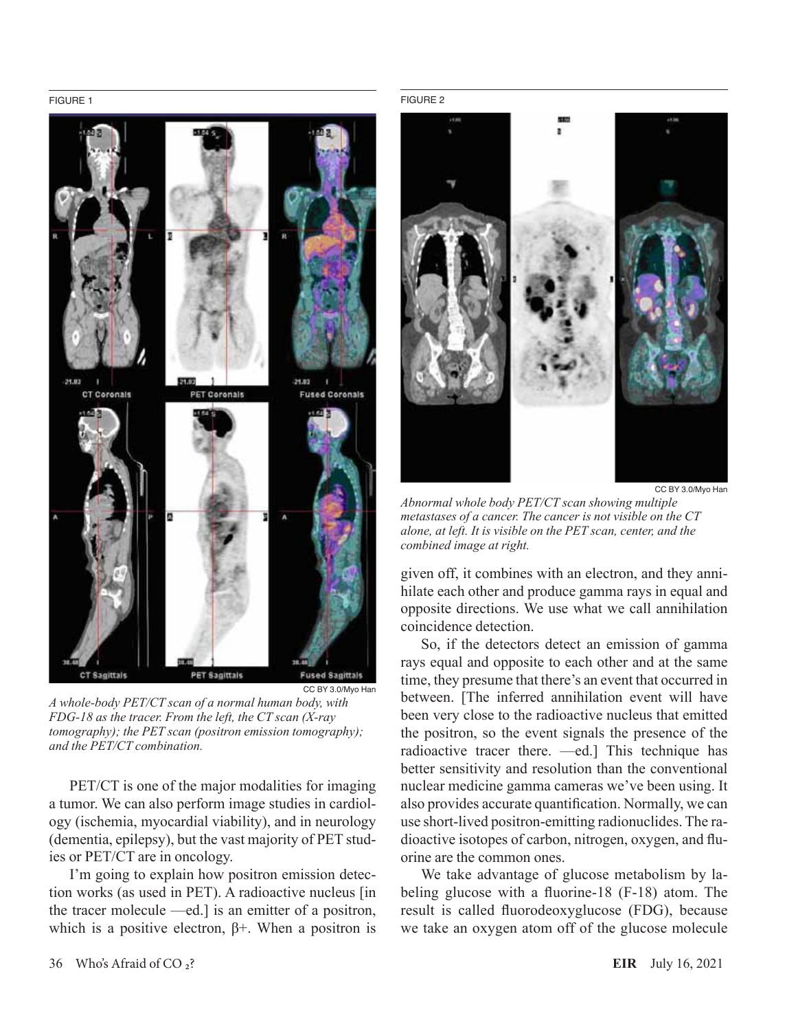FIGURE 1

CC BY 3.0/Myo Han

*A whole-body PET/CT scan of a normal human body, with FDG-18 as the tracer. From the left, the CT scan (X-ray tomography); the PET scan (positron emission tomography); and the PET/CT combination.*

FIGURE 2

CC BY 3.0/Myo Han

*Abnormal whole body PET/CT scan showing multiple metastases of a cancer. The cancer is not visible on the CT alone, at left. It is visible on the PET scan, center, and the combined image at right.*

PET/CT is one of the major modalities for imaging a tumor. We can also perform image studies in cardiology (ischemia, myocardial viability), and in neurology (dementia, epilepsy), but the vast majority of PET studies or PET/CT are in oncology.

I'm going to explain how positron emission detection works (as used in PET). A radioactive nucleus [in the tracer molecule —ed.] is an emitter of a positron, which is a positive electron, β+. When a positron is given off, it combines with an electron, and they annihilate each other and produce gamma rays in equal and opposite directions. We use what we call annihilation coincidence detection.

So, if the detectors detect an emission of gamma rays equal and opposite to each other and at the same time, they presume that there's an event that occurred in between. [The inferred annihilation event will have been very close to the radioactive nucleus that emitted the positron, so the event signals the presence of the radioactive tracer there. —ed.] This technique has better sensitivity and resolution than the conventional nuclear medicine gamma cameras we've been using. It also provides accurate quantification. Normally, we can use short-lived positron-emitting radionuclides. The radioactive isotopes of carbon, nitrogen, oxygen, and fluorine are the common ones.

We take advantage of glucose metabolism by labeling glucose with a fluorine-18 (F-18) atom. The result is called fluorodeoxyglucose (FDG), because we take an oxygen atom off of the glucose molecule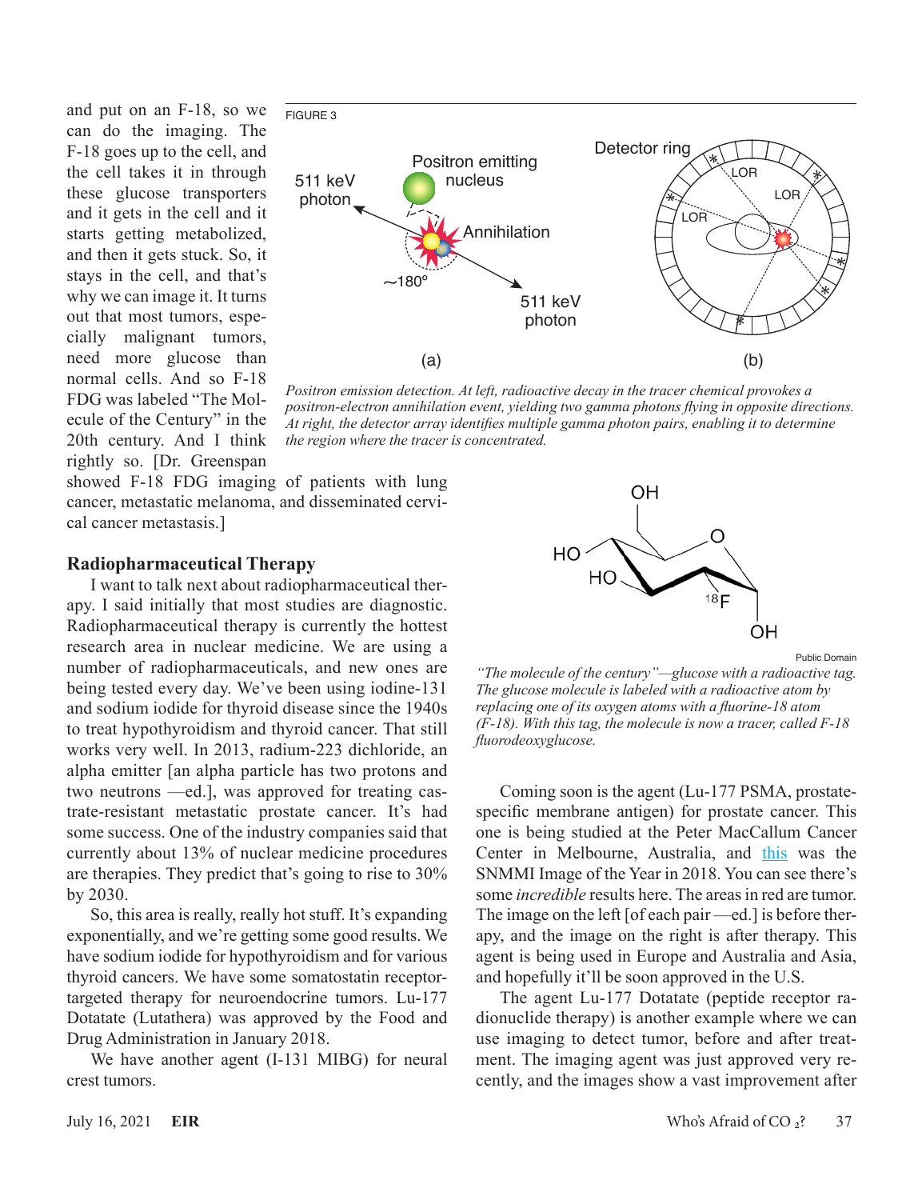and put on an F-18, so we can do the imaging. The F-18 goes up to the cell, and the cell takes it in through these glucose transporters and it gets in the cell and it starts getting metabolized, and then it gets stuck. So, it stays in the cell, and that's why we can image it. It turns out that most tumors, especially malignant tumors, need more glucose than normal cells. And so F-18 FDG was labeled "The Molecule of the Century" in the 20th century. And I think rightly so. [Dr. Greenspan showed F-18 FDG imaging of patients with lung cancer, metastatic melanoma, and disseminated cervical cancer metastasis.]

FIGURE 3

511 keV photon

Positron emitting nucleus

Annihilation

~180°

511 keV photon

(a)

Detector ring

LOR

LOR

LOR

(b)

*Positron emission detection. At left, radioactive decay in the tracer chemical provokes a positron-electron annihilation event, yielding two gamma photons flying in opposite directions. At right, the detector array identifies multiple gamma photon pairs, enabling it to determine the region where the tracer is concentrated.*

## Radiopharmaceutical Therapy

I want to talk next about radiopharmaceutical therapy. I said initially that most studies are diagnostic. Radiopharmaceutical therapy is currently the hottest research area in nuclear medicine. We are using a number of radiopharmaceuticals, and new ones are being tested every day. We've been using iodine-131 and sodium iodide for thyroid disease since the 1940s to treat hypothyroidism and thyroid cancer. That still works very well. In 2013, radium-223 dichloride, an alpha emitter [an alpha particle has two protons and two neutrons —ed.], was approved for treating castrate-resistant metastatic prostate cancer. It's had some success. One of the industry companies said that currently about 13% of nuclear medicine procedures are therapies. They predict that's going to rise to 30% by 2030.

So, this area is really, really hot stuff. It's expanding exponentially, and we're getting some good results. We have sodium iodide for hypothyroidism and for various thyroid cancers. We have some somatostatin receptor-targeted therapy for neuroendocrine tumors. Lu-177 Dotatate (Lutathera) was approved by the Food and Drug Administration in January 2018.

We have another agent (I-131 MIBG) for neural crest tumors.

OH

HO

O

HO

$^{18}$F

OH

Public Domain

*"The molecule of the century"—glucose with a radioactive tag. The glucose molecule is labeled with a radioactive atom by replacing one of its oxygen atoms with a fluorine-18 atom (F-18). With this tag, the molecule is now a tracer, called F-18 fluorodeoxyglucose.*

Coming soon is the agent (Lu-177 PSMA, prostate-specific membrane antigen) for prostate cancer. This one is being studied at the Peter MacCallum Cancer Center in Melbourne, Australia, and this was the SNMMI Image of the Year in 2018. You can see there's some *incredible* results here. The areas in red are tumor. The image on the left [of each pair —ed.] is before therapy, and the image on the right is after therapy. This agent is being used in Europe and Australia and Asia, and hopefully it'll be soon approved in the U.S.

The agent Lu-177 Dotatate (peptide receptor radionuclide therapy) is another example where we can use imaging to detect tumor, before and after treatment. The imaging agent was just approved very recently, and the images show a vast improvement after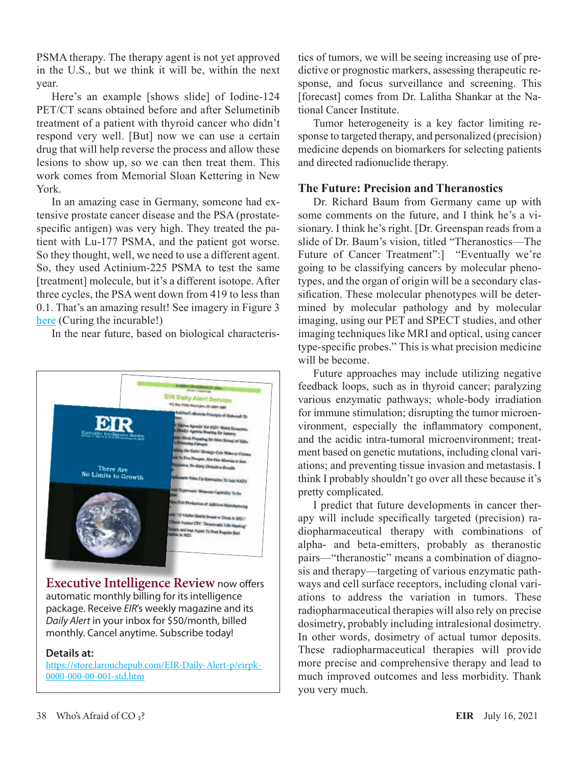PSMA therapy. The therapy agent is not yet approved in the U.S., but we think it will be, within the next year.

Here's an example [shows slide] of Iodine-124 PET/CT scans obtained before and after Selumetinib treatment of a patient with thyroid cancer who didn't respond very well. [But] now we can use a certain drug that will help reverse the process and allow these lesions to show up, so we can then treat them. This work comes from Memorial Sloan Kettering in New York.

In an amazing case in Germany, someone had extensive prostate cancer disease and the PSA (prostate-specific antigen) was very high. They treated the patient with Lu-177 PSMA, and the patient got worse. So they thought, well, we need to use a different agent. So, they used Actinium-225 PSMA to test the same [treatment] molecule, but it's a different isotope. After three cycles, the PSA went down from 419 to less than 0.1. That's an amazing result! See imagery in Figure 3 here (Curing the incurable!)

In the near future, based on biological characteristics of tumors, we will be seeing increasing use of predictive or prognostic markers, assessing therapeutic response, and focus surveillance and screening. This [forecast] comes from Dr. Lalitha Shankar at the National Cancer Institute.

Tumor heterogeneity is a key factor limiting response to targeted therapy, and personalized (precision) medicine depends on biomarkers for selecting patients and directed radionuclide therapy.

**Executive Intelligence Review** now offers automatic monthly billing for its intelligence package. Receive *EIR*'s weekly magazine and its *Daily Alert* in your inbox for $50/month, billed monthly. Cancel anytime. Subscribe today!

**Details at:**
https://store.larouchepub.com/EIR-Daily-Alert-p/eirpk-0000-000-00-001-std.htm

### The Future: Precision and Theranostics

Dr. Richard Baum from Germany came up with some comments on the future, and I think he's a visionary. I think he's right. [Dr. Greenspan reads from a slide of Dr. Baum's vision, titled "Theranostics—The Future of Cancer Treatment":] "Eventually we're going to be classifying cancers by molecular phenotypes, and the organ of origin will be a secondary classification. These molecular phenotypes will be determined by molecular pathology and by molecular imaging, using our PET and SPECT studies, and other imaging techniques like MRI and optical, using cancer type-specific probes." This is what precision medicine will be become.

Future approaches may include utilizing negative feedback loops, such as in thyroid cancer; paralyzing various enzymatic pathways; whole-body irradiation for immune stimulation; disrupting the tumor microenvironment, especially the inflammatory component, and the acidic intra-tumoral microenvironment; treatment based on genetic mutations, including clonal variations; and preventing tissue invasion and metastasis. I think I probably shouldn't go over all these because it's pretty complicated.

I predict that future developments in cancer therapy will include specifically targeted (precision) radiopharmaceutical therapy with combinations of alpha- and beta-emitters, probably as theranostic pairs—"theranostic" means a combination of diagnosis and therapy—targeting of various enzymatic pathways and cell surface receptors, including clonal variations to address the variation in tumors. These radiopharmaceutical therapies will also rely on precise dosimetry, probably including intralesional dosimetry. In other words, dosimetry of actual tumor deposits. These radiopharmaceutical therapies will provide more precise and comprehensive therapy and lead to much improved outcomes and less morbidity. Thank you very much.